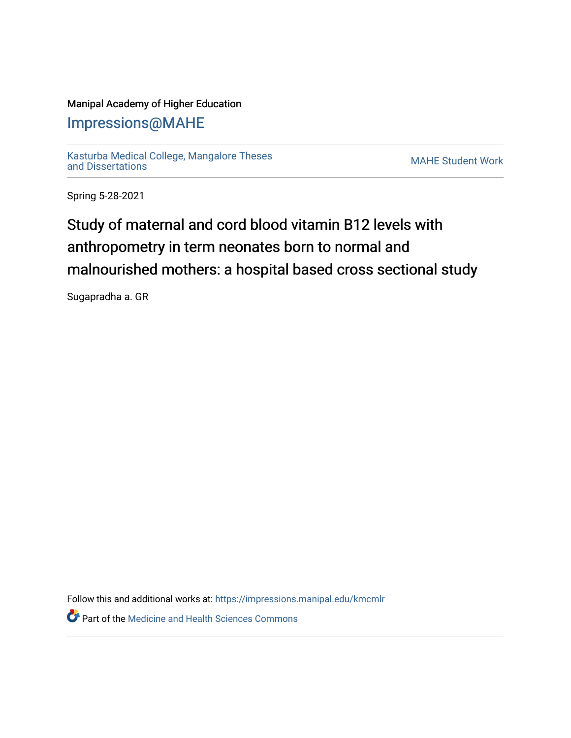Manipal Academy of Higher Education

## Impressions@MAHE

Kasturba Medical College, Mangalore Theses and Dissertations

MAHE Student Work

Spring 5-28-2021

# Study of maternal and cord blood vitamin B12 levels with anthropometry in term neonates born to normal and malnourished mothers: a hospital based cross sectional study

Sugapradha a. GR

Follow this and additional works at: https://impressions.manipal.edu/kmcmlr

Part of the Medicine and Health Sciences Commons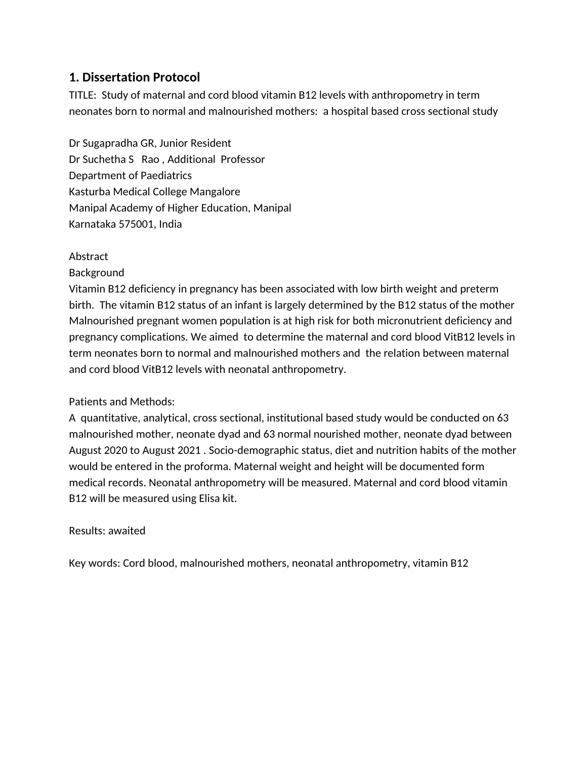## 1. Dissertation Protocol

TITLE: Study of maternal and cord blood vitamin B12 levels with anthropometry in term neonates born to normal and malnourished mothers: a hospital based cross sectional study

Dr Sugapradha GR, Junior Resident
Dr Suchetha S Rao , Additional Professor
Department of Paediatrics
Kasturba Medical College Mangalore
Manipal Academy of Higher Education, Manipal
Karnataka 575001, India

Abstract

Background

Vitamin B12 deficiency in pregnancy has been associated with low birth weight and preterm birth. The vitamin B12 status of an infant is largely determined by the B12 status of the mother Malnourished pregnant women population is at high risk for both micronutrient deficiency and pregnancy complications. We aimed to determine the maternal and cord blood VitB12 levels in term neonates born to normal and malnourished mothers and the relation between maternal and cord blood VitB12 levels with neonatal anthropometry.

Patients and Methods:

A quantitative, analytical, cross sectional, institutional based study would be conducted on 63 malnourished mother, neonate dyad and 63 normal nourished mother, neonate dyad between August 2020 to August 2021 . Socio-demographic status, diet and nutrition habits of the mother would be entered in the proforma. Maternal weight and height will be documented form medical records. Neonatal anthropometry will be measured. Maternal and cord blood vitamin B12 will be measured using Elisa kit.

Results: awaited

Key words: Cord blood, malnourished mothers, neonatal anthropometry, vitamin B12